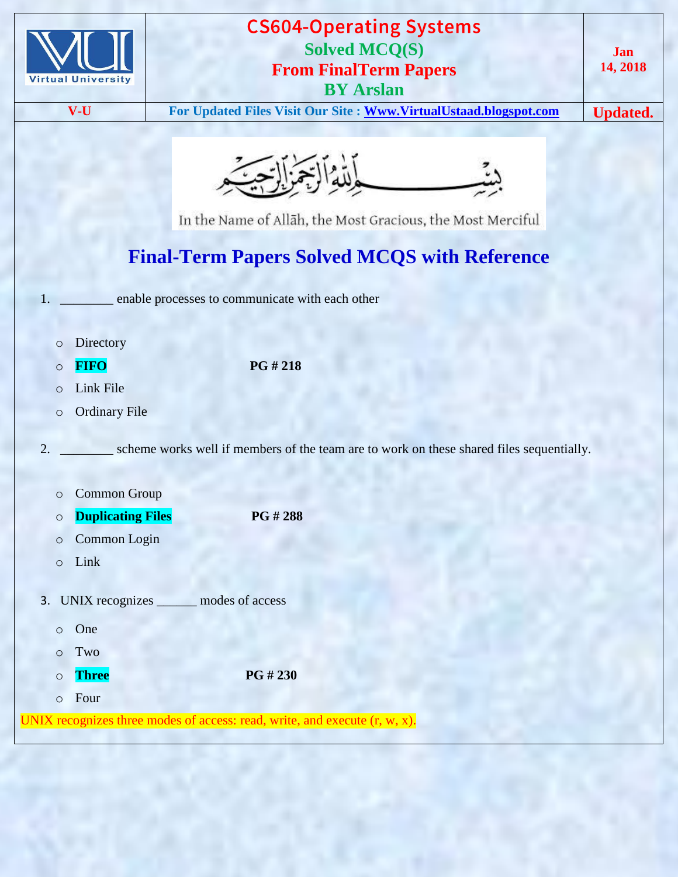# CS604-Operating Systems

## Solved MCQ(S)

## From FinalTerm Papers

## BY Arslan

Jan 14, 2018

V-U | For Updated Files Visit Our Site : Www.VirtualUstaad.blogspot.com | Updated.

بِسْمِ اللَّهِ الرَّحْمَٰنِ الرَّحِيمِ

In the Name of Allāh, the Most Gracious, the Most Merciful

## Final-Term Papers Solved MCQS with Reference

1. ________ enable processes to communicate with each other

   - Directory
   - **FIFO** **PG # 218**
   - Link File
   - Ordinary File

2. ________ scheme works well if members of the team are to work on these shared files sequentially.

   - Common Group
   - **Duplicating Files** **PG # 288**
   - Common Login
   - Link

3. UNIX recognizes ______ modes of access

   - One
   - Two
   - **Three** **PG # 230**
   - Four

UNIX recognizes three modes of access: read, write, and execute (r, w, x).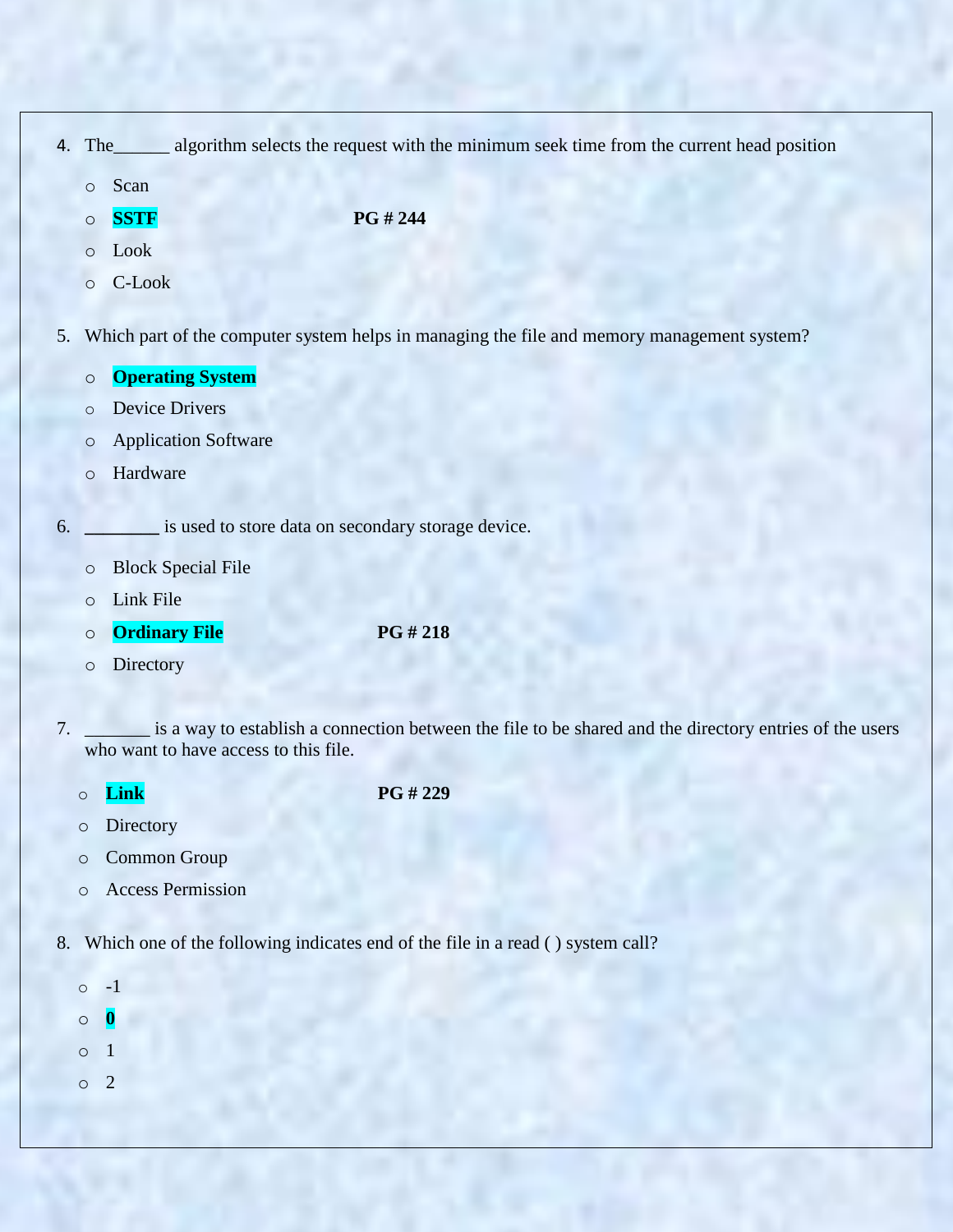4. The______ algorithm selects the request with the minimum seek time from the current head position

    - Scan
    - **SSTF** **PG # 244**
    - Look
    - C-Look

5. Which part of the computer system helps in managing the file and memory management system?

    - **Operating System**
    - Device Drivers
    - Application Software
    - Hardware

6. ________ is used to store data on secondary storage device.

    - Block Special File
    - Link File
    - **Ordinary File** **PG # 218**
    - Directory

7. _______ is a way to establish a connection between the file to be shared and the directory entries of the users who want to have access to this file.

    - **Link** **PG # 229**
    - Directory
    - Common Group
    - Access Permission

8. Which one of the following indicates end of the file in a read ( ) system call?

    - -1
    - **0**
    - 1
    - 2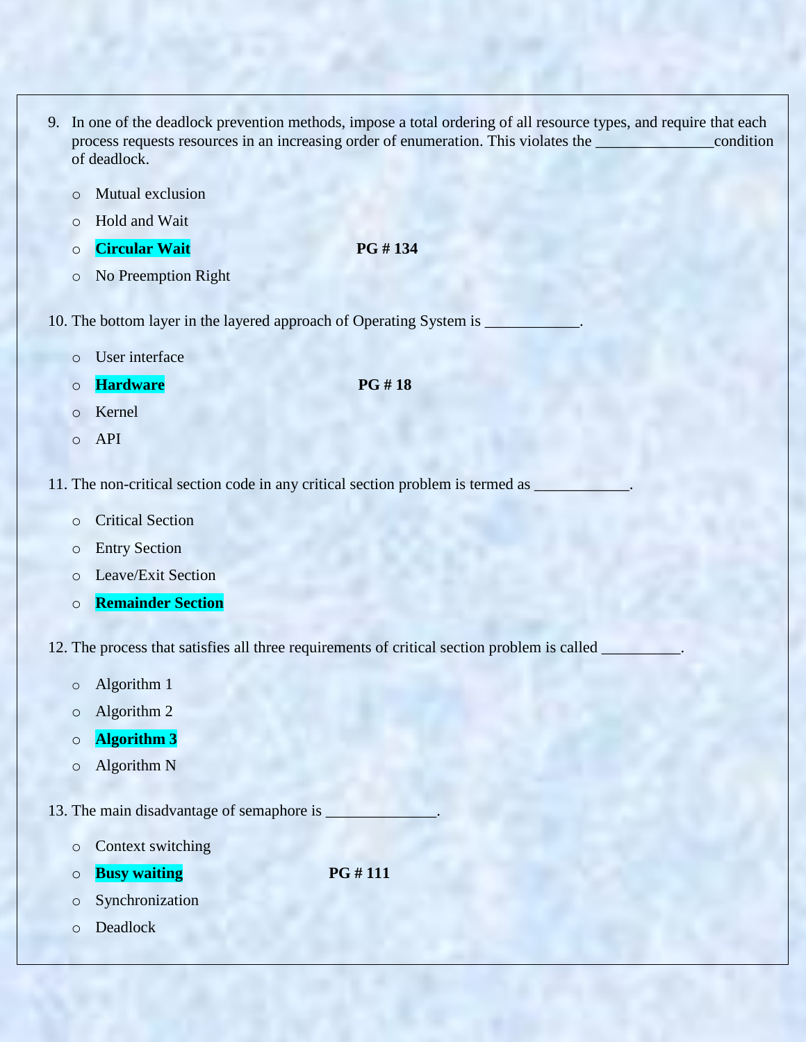9. In one of the deadlock prevention methods, impose a total ordering of all resource types, and require that each process requests resources in an increasing order of enumeration. This violates the _______________condition of deadlock.

   - Mutual exclusion
   - Hold and Wait
   - **Circular Wait** **PG # 134**
   - No Preemption Right

10. The bottom layer in the layered approach of Operating System is ____________.

   - User interface
   - **Hardware** **PG # 18**
   - Kernel
   - API

11. The non-critical section code in any critical section problem is termed as ____________.

   - Critical Section
   - Entry Section
   - Leave/Exit Section
   - **Remainder Section**

12. The process that satisfies all three requirements of critical section problem is called __________.

   - Algorithm 1
   - Algorithm 2
   - **Algorithm 3**
   - Algorithm N

13. The main disadvantage of semaphore is ______________.

   - Context switching
   - **Busy waiting** **PG # 111**
   - Synchronization
   - Deadlock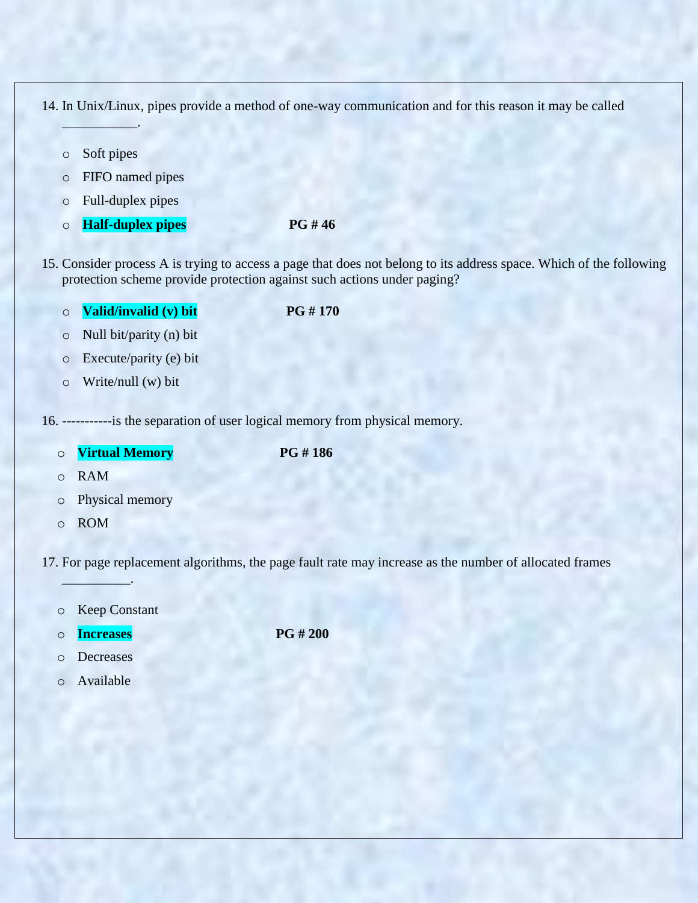14. In Unix/Linux, pipes provide a method of one-way communication and for this reason it may be called ___________.

    - Soft pipes
    - FIFO named pipes
    - Full-duplex pipes
    - **Half-duplex pipes** **PG # 46**

15. Consider process A is trying to access a page that does not belong to its address space. Which of the following protection scheme provide protection against such actions under paging?

    - **Valid/invalid (v) bit** **PG # 170**
    - Null bit/parity (n) bit
    - Execute/parity (e) bit
    - Write/null (w) bit

16. -----------is the separation of user logical memory from physical memory.

    - **Virtual Memory** **PG # 186**
    - RAM
    - Physical memory
    - ROM

17. For page replacement algorithms, the page fault rate may increase as the number of allocated frames __________.

    - Keep Constant
    - **Increases** **PG # 200**
    - Decreases
    - Available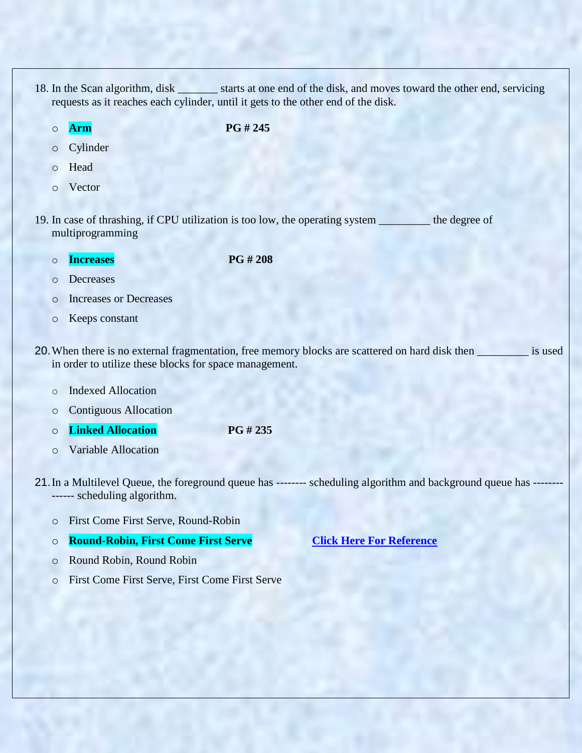18. In the Scan algorithm, disk _______ starts at one end of the disk, and moves toward the other end, servicing requests as it reaches each cylinder, until it gets to the other end of the disk.

    - **Arm** **PG # 245**
    - Cylinder
    - Head
    - Vector

19. In case of thrashing, if CPU utilization is too low, the operating system _________ the degree of multiprogramming

    - **Increases** **PG # 208**
    - Decreases
    - Increases or Decreases
    - Keeps constant

20. When there is no external fragmentation, free memory blocks are scattered on hard disk then _________ is used in order to utilize these blocks for space management.

    - Indexed Allocation
    - Contiguous Allocation
    - **Linked Allocation** **PG # 235**
    - Variable Allocation

21. In a Multilevel Queue, the foreground queue has -------- scheduling algorithm and background queue has -------------- scheduling algorithm.

    - First Come First Serve, Round-Robin
    - **Round-Robin, First Come First Serve** **Click Here For Reference**
    - Round Robin, Round Robin
    - First Come First Serve, First Come First Serve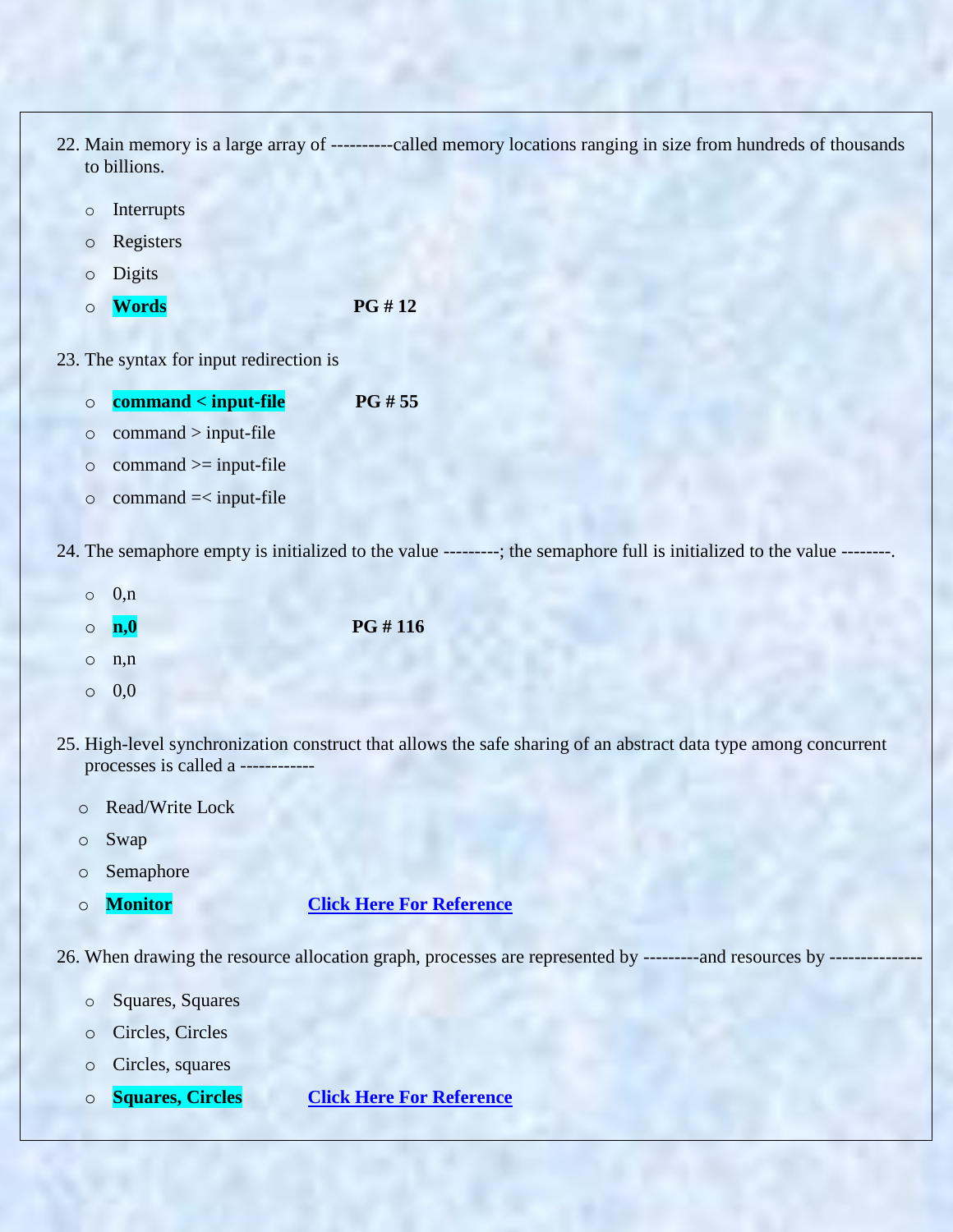22. Main memory is a large array of ----------called memory locations ranging in size from hundreds of thousands to billions.

   - Interrupts
   - Registers
   - Digits
   - **Words** **PG # 12**

23. The syntax for input redirection is

   - **command < input-file** **PG # 55**
   - command > input-file
   - command >= input-file
   - command =< input-file

24. The semaphore empty is initialized to the value ---------; the semaphore full is initialized to the value --------.

   - 0,n
   - **n,0** **PG # 116**
   - n,n
   - 0,0

25. High-level synchronization construct that allows the safe sharing of an abstract data type among concurrent processes is called a ------------

   - Read/Write Lock
   - Swap
   - Semaphore
   - **Monitor** **Click Here For Reference**

26. When drawing the resource allocation graph, processes are represented by ---------and resources by ---------------

   - Squares, Squares
   - Circles, Circles
   - Circles, squares
   - **Squares, Circles** **Click Here For Reference**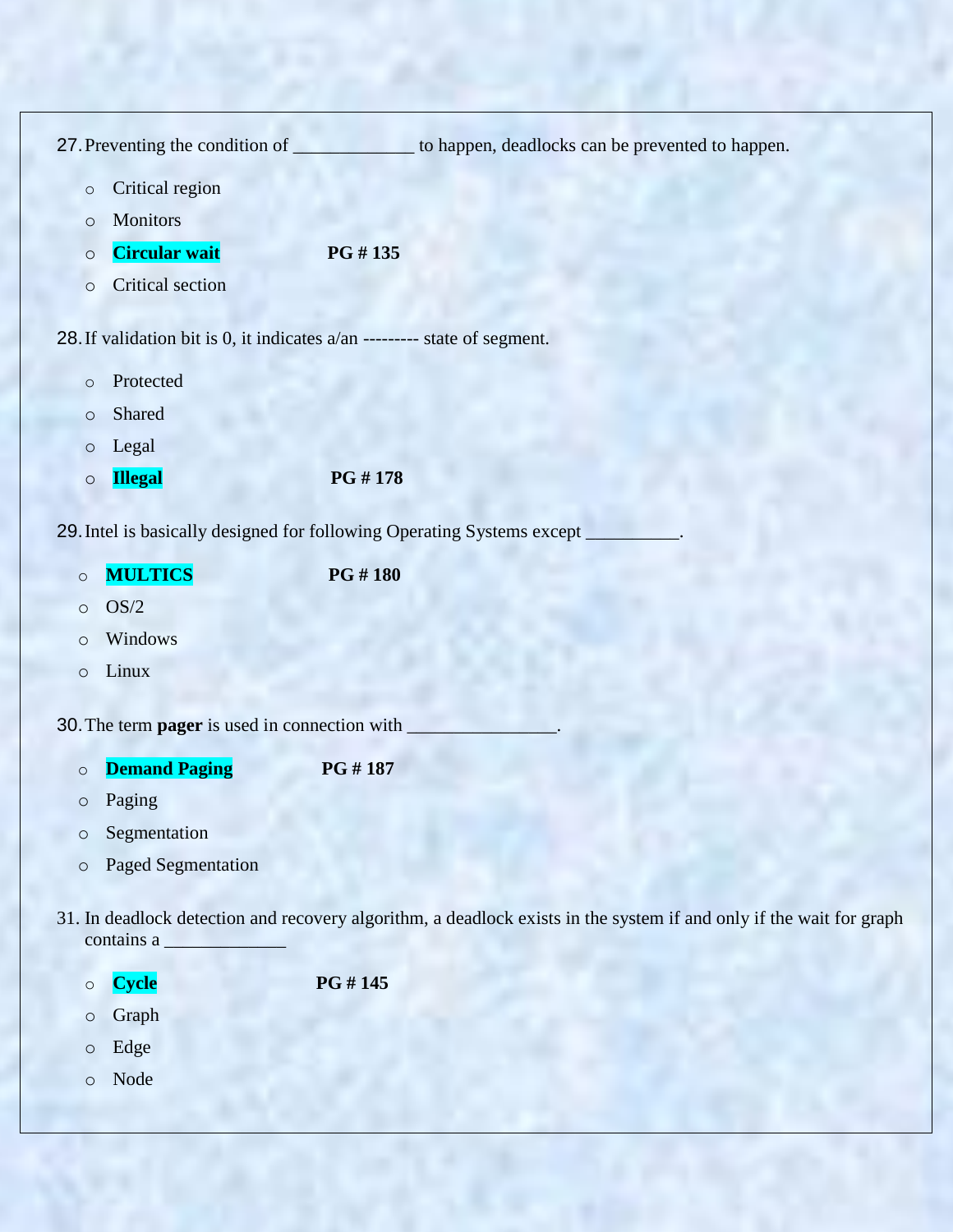27. Preventing the condition of _____________ to happen, deadlocks can be prevented to happen.

   - Critical region
   - Monitors
   - **Circular wait** **PG # 135**
   - Critical section

28. If validation bit is 0, it indicates a/an --------- state of segment.

   - Protected
   - Shared
   - Legal
   - **Illegal** **PG # 178**

29. Intel is basically designed for following Operating Systems except __________.

   - **MULTICS** **PG # 180**
   - OS/2
   - Windows
   - Linux

30. The term **pager** is used in connection with ________________.

   - **Demand Paging** **PG # 187**
   - Paging
   - Segmentation
   - Paged Segmentation

31. In deadlock detection and recovery algorithm, a deadlock exists in the system if and only if the wait for graph contains a _____________

   - **Cycle** **PG # 145**
   - Graph
   - Edge
   - Node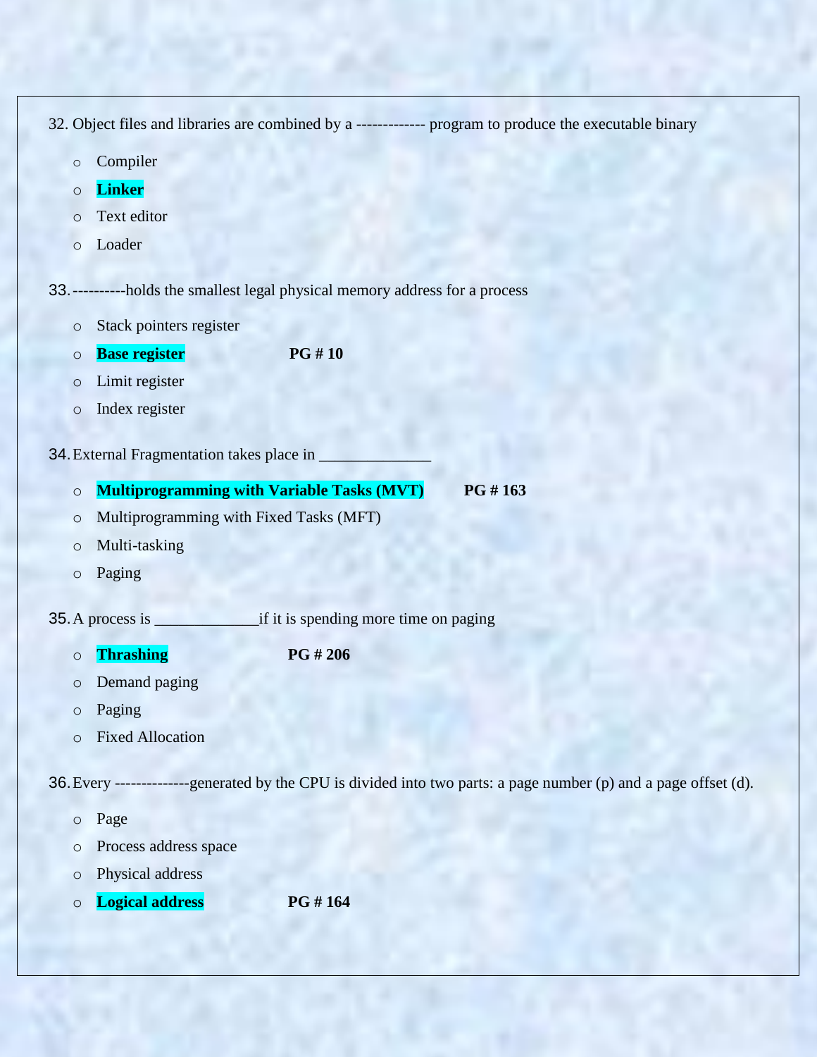32. Object files and libraries are combined by a ------------- program to produce the executable binary

- Compiler
- **Linker**
- Text editor
- Loader

33. ----------holds the smallest legal physical memory address for a process

- Stack pointers register
- **Base register** **PG # 10**
- Limit register
- Index register

34. External Fragmentation takes place in ______________

- **Multiprogramming with Variable Tasks (MVT)** **PG # 163**
- Multiprogramming with Fixed Tasks (MFT)
- Multi-tasking
- Paging

35. A process is _____________if it is spending more time on paging

- **Thrashing** **PG # 206**
- Demand paging
- Paging
- Fixed Allocation

36. Every --------------generated by the CPU is divided into two parts: a page number (p) and a page offset (d).

- Page
- Process address space
- Physical address
- **Logical address** **PG # 164**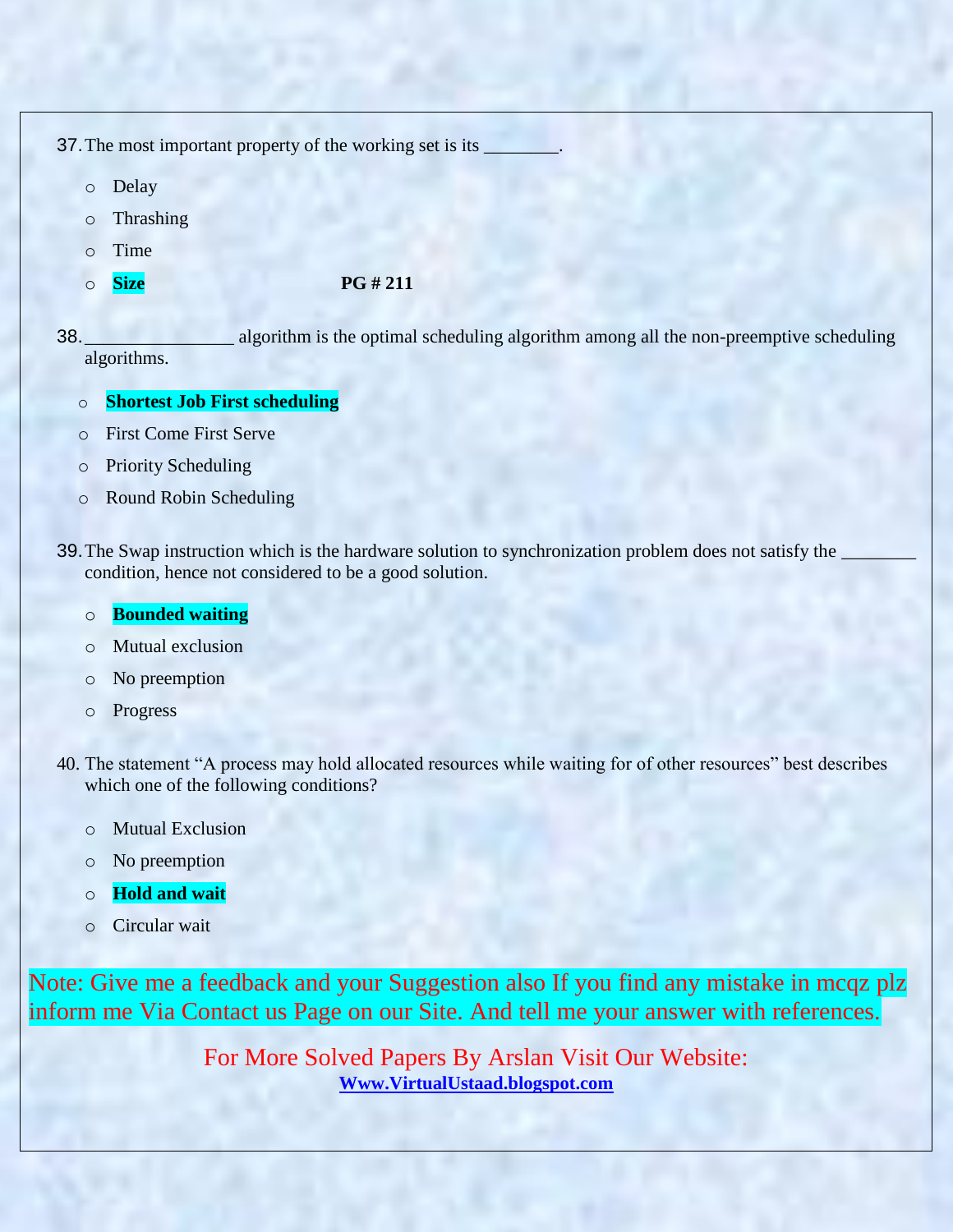37. The most important property of the working set is its ________.

    - Delay
    - Thrashing
    - Time
    - **Size** **PG # 211**

38. ________________ algorithm is the optimal scheduling algorithm among all the non-preemptive scheduling algorithms.

    - **Shortest Job First scheduling**
    - First Come First Serve
    - Priority Scheduling
    - Round Robin Scheduling

39. The Swap instruction which is the hardware solution to synchronization problem does not satisfy the ________ condition, hence not considered to be a good solution.

    - **Bounded waiting**
    - Mutual exclusion
    - No preemption
    - Progress

40. The statement "A process may hold allocated resources while waiting for of other resources" best describes which one of the following conditions?

    - Mutual Exclusion
    - No preemption
    - **Hold and wait**
    - Circular wait

Note: Give me a feedback and your Suggestion also If you find any mistake in mcqz plz inform me Via Contact us Page on our Site. And tell me your answer with references.

For More Solved Papers By Arslan Visit Our Website:
**Www.VirtualUstaad.blogspot.com**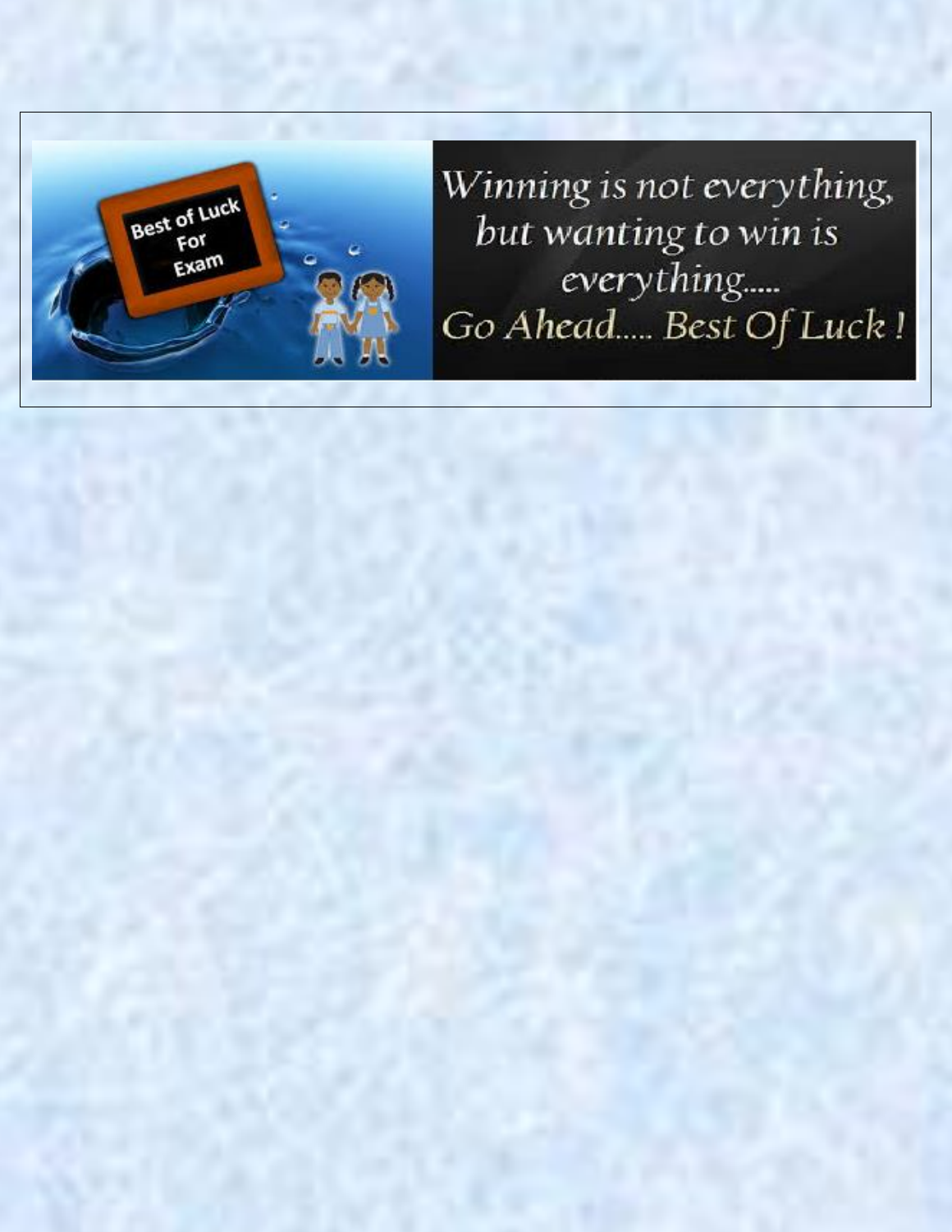Best of Luck For Exam

Winning is not everything, but wanting to win is everything.....

Go Ahead..... Best Of Luck !